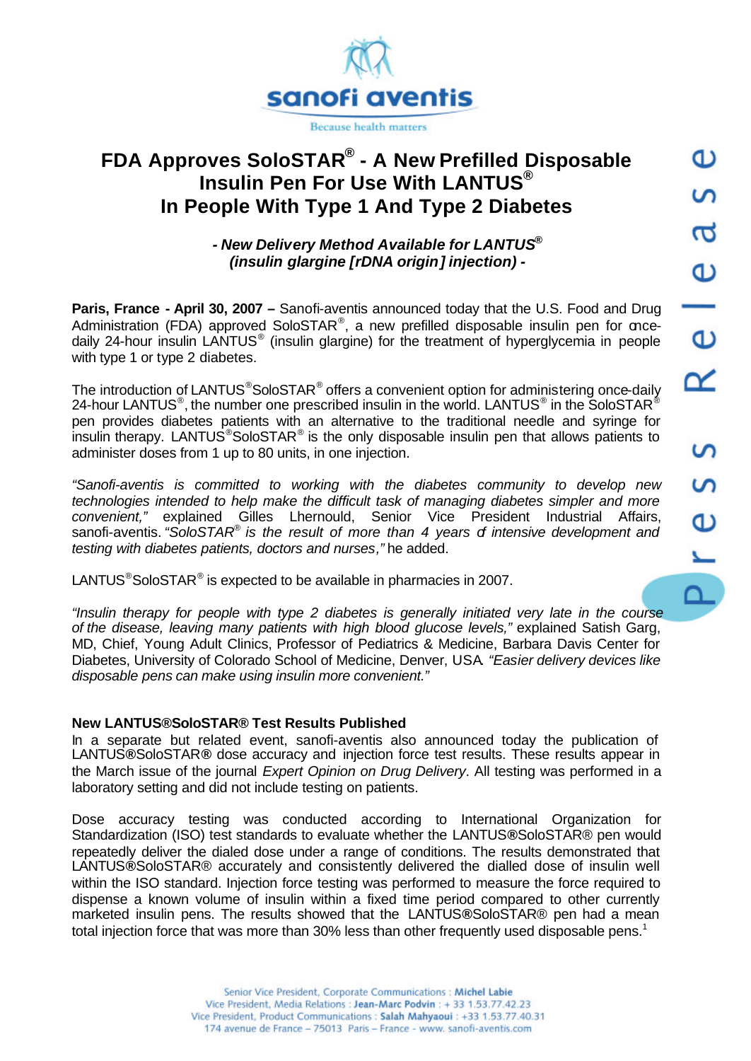# FDA Approves SoloSTAR® - A New Prefilled Disposable Insulin Pen For Use With LANTUS® In People With Type 1 And Type 2 Diabetes

### *- New Delivery Method Available for LANTUS® (insulin glargine [rDNA origin] injection) -*

**Paris, France - April 30, 2007 –** Sanofi-aventis announced today that the U.S. Food and Drug Administration (FDA) approved SoloSTAR®, a new prefilled disposable insulin pen for once-daily 24-hour insulin LANTUS® (insulin glargine) for the treatment of hyperglycemia in people with type 1 or type 2 diabetes.

The introduction of LANTUS®SoloSTAR® offers a convenient option for administering once-daily 24-hour LANTUS®, the number one prescribed insulin in the world. LANTUS® in the SoloSTAR® pen provides diabetes patients with an alternative to the traditional needle and syringe for insulin therapy. LANTUS®SoloSTAR® is the only disposable insulin pen that allows patients to administer doses from 1 up to 80 units, in one injection.

*"Sanofi-aventis is committed to working with the diabetes community to develop new technologies intended to help make the difficult task of managing diabetes simpler and more convenient,"* explained Gilles Lhernould, Senior Vice President Industrial Affairs, sanofi-aventis. *"SoloSTAR® is the result of more than 4 years of intensive development and testing with diabetes patients, doctors and nurses,"* he added.

LANTUS®SoloSTAR® is expected to be available in pharmacies in 2007.

*"Insulin therapy for people with type 2 diabetes is generally initiated very late in the course of the disease, leaving many patients with high blood glucose levels,"* explained Satish Garg, MD, Chief, Young Adult Clinics, Professor of Pediatrics & Medicine, Barbara Davis Center for Diabetes, University of Colorado School of Medicine, Denver, USA. *"Easier delivery devices like disposable pens can make using insulin more convenient."*

**New LANTUS®SoloSTAR® Test Results Published**

In a separate but related event, sanofi-aventis also announced today the publication of LANTUS®SoloSTAR® dose accuracy and injection force test results. These results appear in the March issue of the journal *Expert Opinion on Drug Delivery*. All testing was performed in a laboratory setting and did not include testing on patients.

Dose accuracy testing was conducted according to International Organization for Standardization (ISO) test standards to evaluate whether the LANTUS®SoloSTAR® pen would repeatedly deliver the dialed dose under a range of conditions. The results demonstrated that LANTUS®SoloSTAR® accurately and consistently delivered the dialled dose of insulin well within the ISO standard. Injection force testing was performed to measure the force required to dispense a known volume of insulin within a fixed time period compared to other currently marketed insulin pens. The results showed that the LANTUS®SoloSTAR® pen had a mean total injection force that was more than 30% less than other frequently used disposable pens.[1]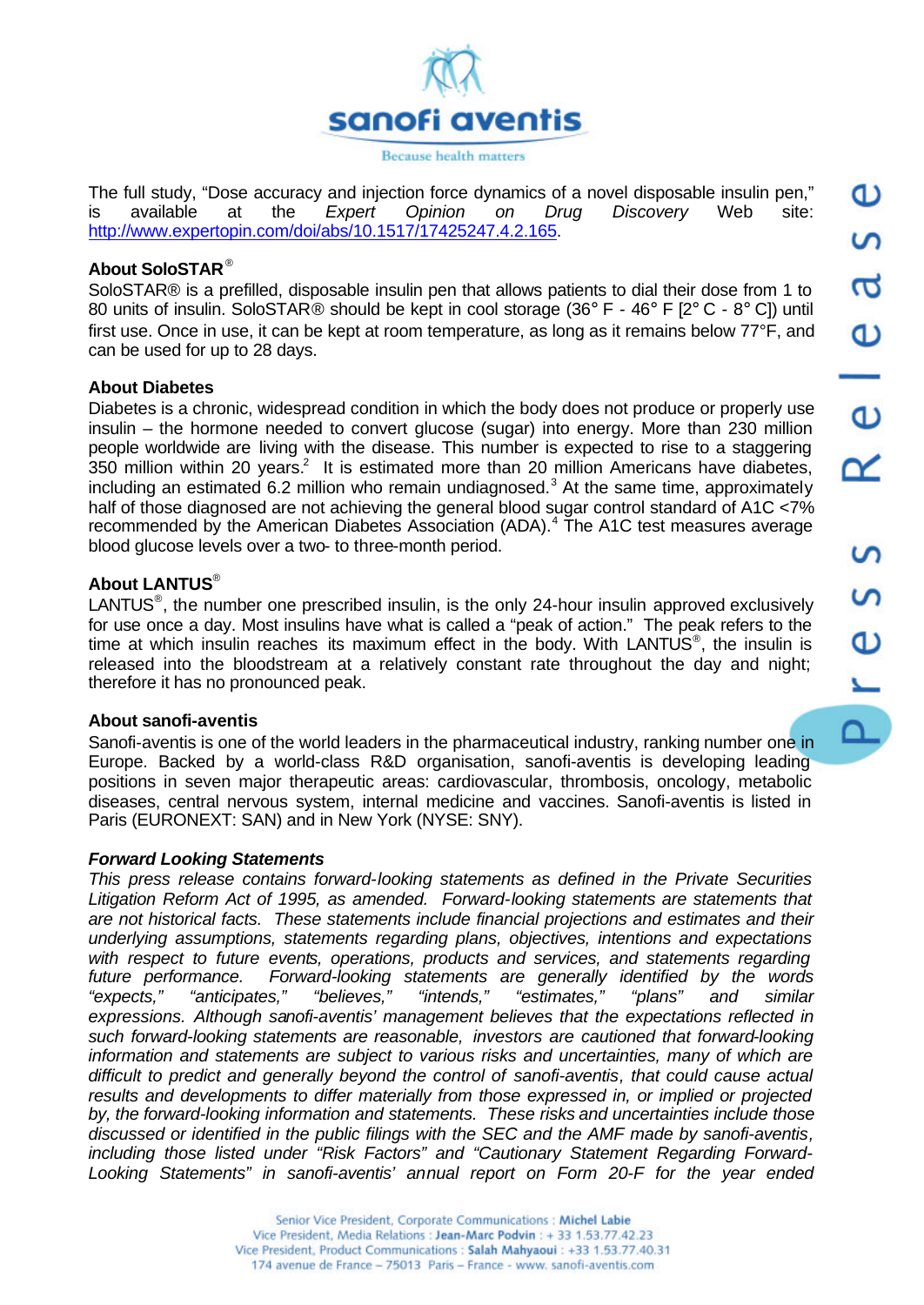The full study, "Dose accuracy and injection force dynamics of a novel disposable insulin pen," is available at the *Expert Opinion on Drug Discovery* Web site: http://www.expertopin.com/doi/abs/10.1517/17425247.4.2.165.

**About SoloSTAR®**

SoloSTAR® is a prefilled, disposable insulin pen that allows patients to dial their dose from 1 to 80 units of insulin. SoloSTAR® should be kept in cool storage (36° F - 46° F [2° C - 8° C]) until first use. Once in use, it can be kept at room temperature, as long as it remains below 77°F, and can be used for up to 28 days.

**About Diabetes**

Diabetes is a chronic, widespread condition in which the body does not produce or properly use insulin – the hormone needed to convert glucose (sugar) into energy. More than 230 million people worldwide are living with the disease. This number is expected to rise to a staggering 350 million within 20 years.[2] It is estimated more than 20 million Americans have diabetes, including an estimated 6.2 million who remain undiagnosed.[3] At the same time, approximately half of those diagnosed are not achieving the general blood sugar control standard of A1C <7% recommended by the American Diabetes Association (ADA).[4] The A1C test measures average blood glucose levels over a two- to three-month period.

**About LANTUS®**

LANTUS®, the number one prescribed insulin, is the only 24-hour insulin approved exclusively for use once a day. Most insulins have what is called a "peak of action." The peak refers to the time at which insulin reaches its maximum effect in the body. With LANTUS®, the insulin is released into the bloodstream at a relatively constant rate throughout the day and night; therefore it has no pronounced peak.

**About sanofi-aventis**

Sanofi-aventis is one of the world leaders in the pharmaceutical industry, ranking number one in Europe. Backed by a world-class R&D organisation, sanofi-aventis is developing leading positions in seven major therapeutic areas: cardiovascular, thrombosis, oncology, metabolic diseases, central nervous system, internal medicine and vaccines. Sanofi-aventis is listed in Paris (EURONEXT: SAN) and in New York (NYSE: SNY).

***Forward Looking Statements***

*This press release contains forward-looking statements as defined in the Private Securities Litigation Reform Act of 1995, as amended. Forward-looking statements are statements that are not historical facts. These statements include financial projections and estimates and their underlying assumptions, statements regarding plans, objectives, intentions and expectations with respect to future events, operations, products and services, and statements regarding future performance. Forward-looking statements are generally identified by the words "expects," "anticipates," "believes," "intends," "estimates," "plans" and similar expressions. Although sanofi-aventis' management believes that the expectations reflected in such forward-looking statements are reasonable, investors are cautioned that forward-looking information and statements are subject to various risks and uncertainties, many of which are difficult to predict and generally beyond the control of sanofi-aventis, that could cause actual results and developments to differ materially from those expressed in, or implied or projected by, the forward-looking information and statements. These risks and uncertainties include those discussed or identified in the public filings with the SEC and the AMF made by sanofi-aventis, including those listed under "Risk Factors" and "Cautionary Statement Regarding Forward-Looking Statements" in sanofi-aventis' annual report on Form 20-F for the year ended*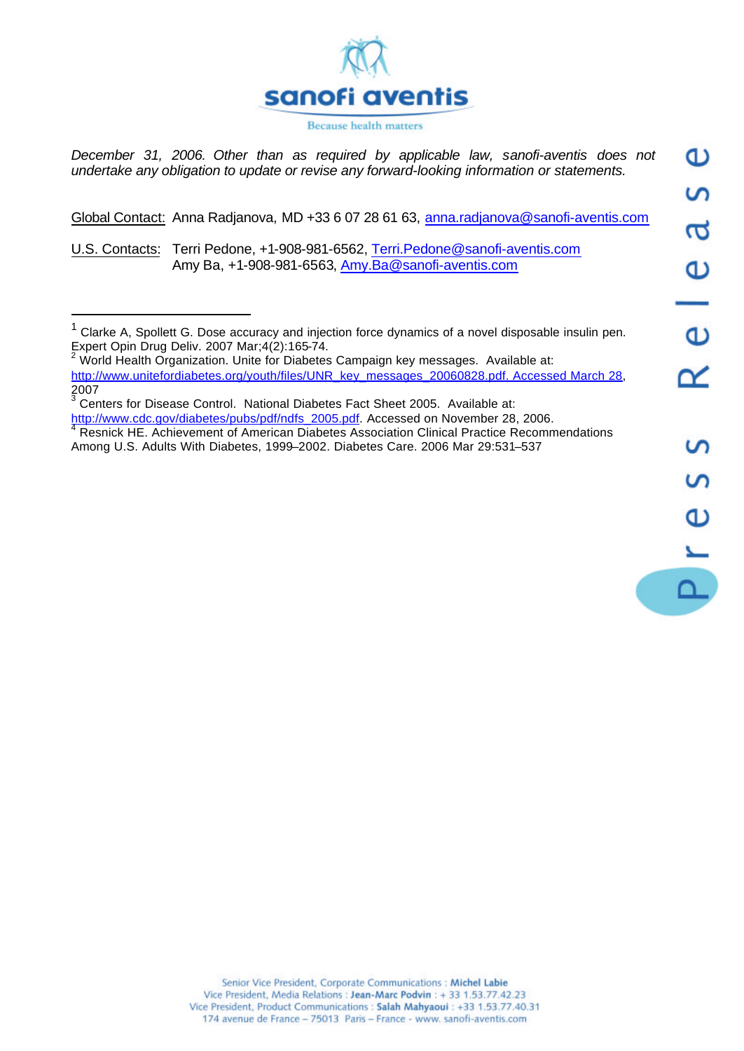*December 31, 2006. Other than as required by applicable law, sanofi-aventis does not undertake any obligation to update or revise any forward-looking information or statements.*

Global Contact: Anna Radjanova, MD +33 6 07 28 61 63, anna.radjanova@sanofi-aventis.com

U.S. Contacts: Terri Pedone, +1-908-981-6562, Terri.Pedone@sanofi-aventis.com
Amy Ba, +1-908-981-6563, Amy.Ba@sanofi-aventis.com

---

[1] Clarke A, Spollett G. Dose accuracy and injection force dynamics of a novel disposable insulin pen. Expert Opin Drug Deliv. 2007 Mar;4(2):165-74.

[2] World Health Organization. Unite for Diabetes Campaign key messages. Available at: http://www.unitefordiabetes.org/youth/files/UNR_key_messages_20060828.pdf. Accessed March 28, 2007

[3] Centers for Disease Control. National Diabetes Fact Sheet 2005. Available at: http://www.cdc.gov/diabetes/pubs/pdf/ndfs_2005.pdf. Accessed on November 28, 2006.

[4] Resnick HE. Achievement of American Diabetes Association Clinical Practice Recommendations Among U.S. Adults With Diabetes, 1999–2002. Diabetes Care. 2006 Mar 29:531–537